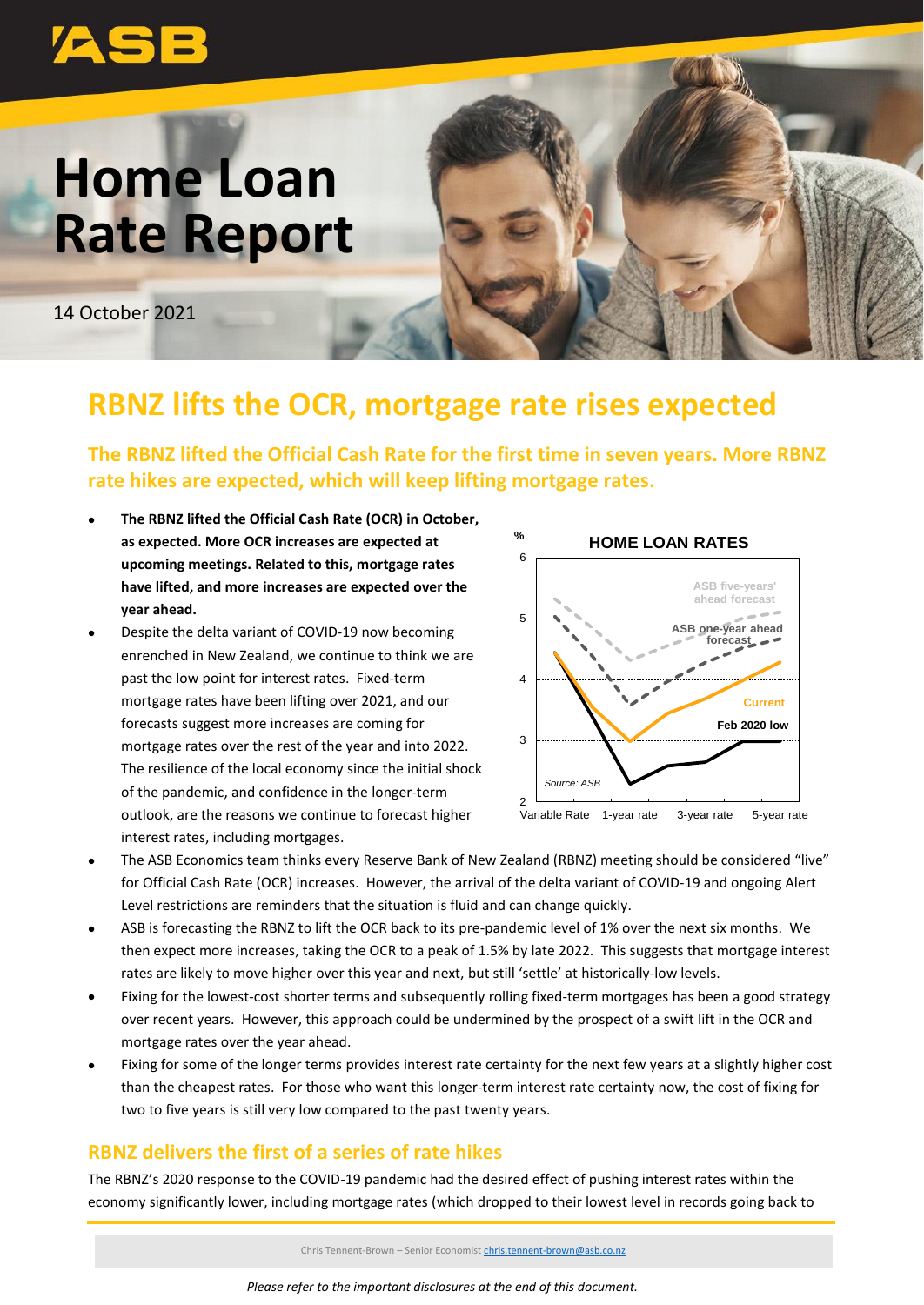# Home Loan Rate Report

14 October 2021

## RBNZ lifts the OCR, mortgage rate rises expected

### The RBNZ lifted the Official Cash Rate for the first time in seven years. More RBNZ rate hikes are expected, which will keep lifting mortgage rates.

- **The RBNZ lifted the Official Cash Rate (OCR) in October, as expected. More OCR increases are expected at upcoming meetings. Related to this, mortgage rates have lifted, and more increases are expected over the year ahead.**
- Despite the delta variant of COVID-19 now becoming enrenched in New Zealand, we continue to think we are past the low point for interest rates. Fixed-term mortgage rates have been lifting over 2021, and our forecasts suggest more increases are coming for mortgage rates over the rest of the year and into 2022. The resilience of the local economy since the initial shock of the pandemic, and confidence in the longer-term outlook, are the reasons we continue to forecast higher interest rates, including mortgages.
- The ASB Economics team thinks every Reserve Bank of New Zealand (RBNZ) meeting should be considered "live" for Official Cash Rate (OCR) increases. However, the arrival of the delta variant of COVID-19 and ongoing Alert Level restrictions are reminders that the situation is fluid and can change quickly.
- ASB is forecasting the RBNZ to lift the OCR back to its pre-pandemic level of 1% over the next six months. We then expect more increases, taking the OCR to a peak of 1.5% by late 2022. This suggests that mortgage interest rates are likely to move higher over this year and next, but still 'settle' at historically-low levels.
- Fixing for the lowest-cost shorter terms and subsequently rolling fixed-term mortgages has been a good strategy over recent years. However, this approach could be undermined by the prospect of a swift lift in the OCR and mortgage rates over the year ahead.
- Fixing for some of the longer terms provides interest rate certainty for the next few years at a slightly higher cost than the cheapest rates. For those who want this longer-term interest rate certainty now, the cost of fixing for two to five years is still very low compared to the past twenty years.

**HOME LOAN RATES** (%; Variable Rate, 1-year rate, 3-year rate, 5-year rate; series: ASB five-years' ahead forecast, ASB one-year ahead forecast, Current, Feb 2020 low; Source: ASB)

## RBNZ delivers the first of a series of rate hikes

The RBNZ's 2020 response to the COVID-19 pandemic had the desired effect of pushing interest rates within the economy significantly lower, including mortgage rates (which dropped to their lowest level in records going back to

Chris Tennent-Brown – Senior Economist chris.tennent-brown@asb.co.nz

*Please refer to the important disclosures at the end of this document.*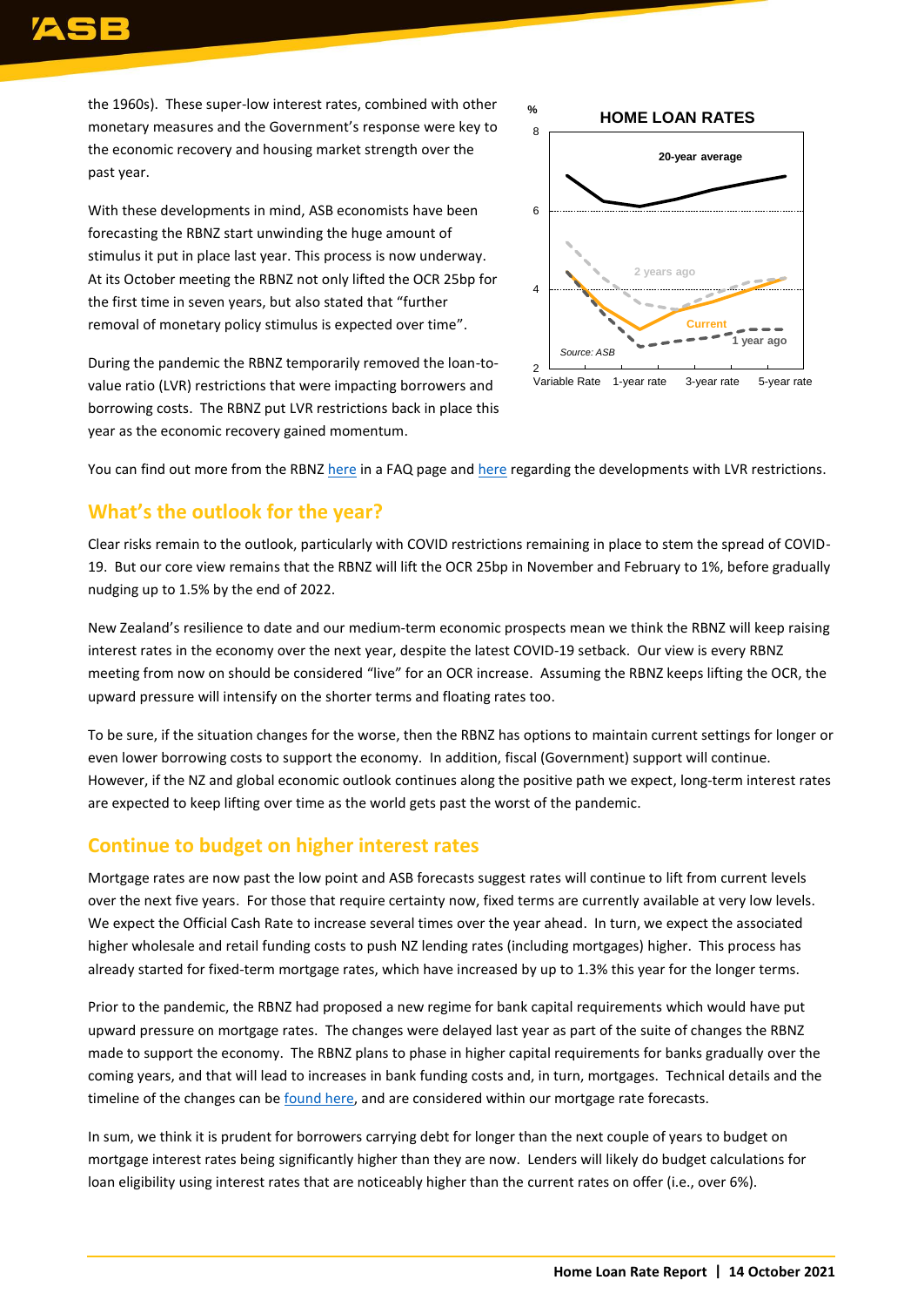the 1960s). These super-low interest rates, combined with other monetary measures and the Government's response were key to the economic recovery and housing market strength over the past year.

With these developments in mind, ASB economists have been forecasting the RBNZ start unwinding the huge amount of stimulus it put in place last year. This process is now underway. At its October meeting the RBNZ not only lifted the OCR 25bp for the first time in seven years, but also stated that "further removal of monetary policy stimulus is expected over time".

During the pandemic the RBNZ temporarily removed the loan-to-value ratio (LVR) restrictions that were impacting borrowers and borrowing costs. The RBNZ put LVR restrictions back in place this year as the economic recovery gained momentum.

You can find out more from the RBNZ here in a FAQ page and here regarding the developments with LVR restrictions.

## What's the outlook for the year?

Clear risks remain to the outlook, particularly with COVID restrictions remaining in place to stem the spread of COVID-19. But our core view remains that the RBNZ will lift the OCR 25bp in November and February to 1%, before gradually nudging up to 1.5% by the end of 2022.

New Zealand's resilience to date and our medium-term economic prospects mean we think the RBNZ will keep raising interest rates in the economy over the next year, despite the latest COVID-19 setback. Our view is every RBNZ meeting from now on should be considered "live" for an OCR increase. Assuming the RBNZ keeps lifting the OCR, the upward pressure will intensify on the shorter terms and floating rates too.

To be sure, if the situation changes for the worse, then the RBNZ has options to maintain current settings for longer or even lower borrowing costs to support the economy. In addition, fiscal (Government) support will continue. However, if the NZ and global economic outlook continues along the positive path we expect, long-term interest rates are expected to keep lifting over time as the world gets past the worst of the pandemic.

## Continue to budget on higher interest rates

Mortgage rates are now past the low point and ASB forecasts suggest rates will continue to lift from current levels over the next five years. For those that require certainty now, fixed terms are currently available at very low levels. We expect the Official Cash Rate to increase several times over the year ahead. In turn, we expect the associated higher wholesale and retail funding costs to push NZ lending rates (including mortgages) higher. This process has already started for fixed-term mortgage rates, which have increased by up to 1.3% this year for the longer terms.

Prior to the pandemic, the RBNZ had proposed a new regime for bank capital requirements which would have put upward pressure on mortgage rates. The changes were delayed last year as part of the suite of changes the RBNZ made to support the economy. The RBNZ plans to phase in higher capital requirements for banks gradually over the coming years, and that will lead to increases in bank funding costs and, in turn, mortgages. Technical details and the timeline of the changes can be found here, and are considered within our mortgage rate forecasts.

In sum, we think it is prudent for borrowers carrying debt for longer than the next couple of years to budget on mortgage interest rates being significantly higher than they are now. Lenders will likely do budget calculations for loan eligibility using interest rates that are noticeably higher than the current rates on offer (i.e., over 6%).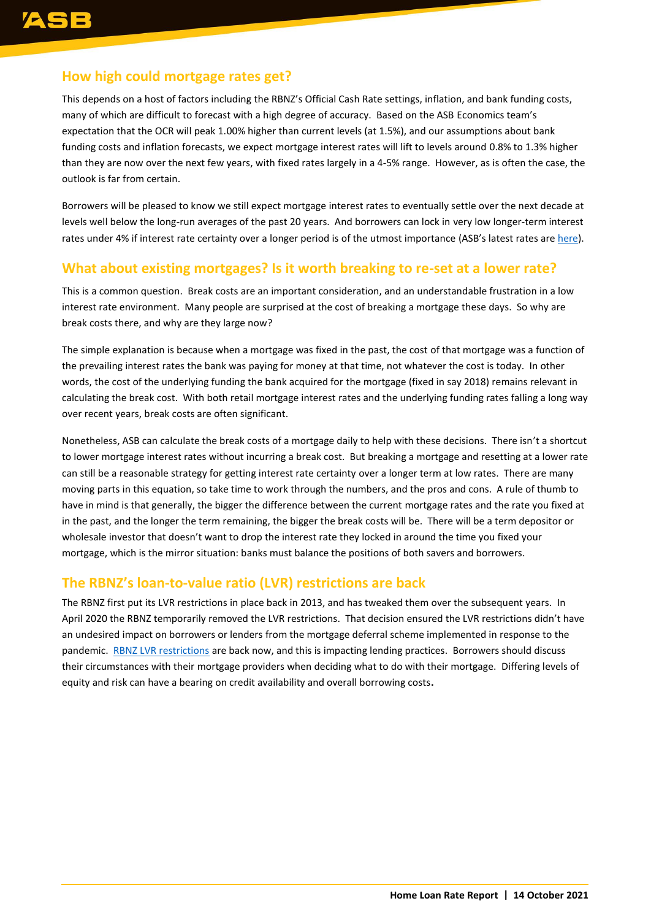## How high could mortgage rates get?

This depends on a host of factors including the RBNZ's Official Cash Rate settings, inflation, and bank funding costs, many of which are difficult to forecast with a high degree of accuracy. Based on the ASB Economics team's expectation that the OCR will peak 1.00% higher than current levels (at 1.5%), and our assumptions about bank funding costs and inflation forecasts, we expect mortgage interest rates will lift to levels around 0.8% to 1.3% higher than they are now over the next few years, with fixed rates largely in a 4-5% range. However, as is often the case, the outlook is far from certain.

Borrowers will be pleased to know we still expect mortgage interest rates to eventually settle over the next decade at levels well below the long-run averages of the past 20 years. And borrowers can lock in very low longer-term interest rates under 4% if interest rate certainty over a longer period is of the utmost importance (ASB's latest rates are here).

## What about existing mortgages? Is it worth breaking to re-set at a lower rate?

This is a common question. Break costs are an important consideration, and an understandable frustration in a low interest rate environment. Many people are surprised at the cost of breaking a mortgage these days. So why are break costs there, and why are they large now?

The simple explanation is because when a mortgage was fixed in the past, the cost of that mortgage was a function of the prevailing interest rates the bank was paying for money at that time, not whatever the cost is today. In other words, the cost of the underlying funding the bank acquired for the mortgage (fixed in say 2018) remains relevant in calculating the break cost. With both retail mortgage interest rates and the underlying funding rates falling a long way over recent years, break costs are often significant.

Nonetheless, ASB can calculate the break costs of a mortgage daily to help with these decisions. There isn't a shortcut to lower mortgage interest rates without incurring a break cost. But breaking a mortgage and resetting at a lower rate can still be a reasonable strategy for getting interest rate certainty over a longer term at low rates. There are many moving parts in this equation, so take time to work through the numbers, and the pros and cons. A rule of thumb to have in mind is that generally, the bigger the difference between the current mortgage rates and the rate you fixed at in the past, and the longer the term remaining, the bigger the break costs will be. There will be a term depositor or wholesale investor that doesn't want to drop the interest rate they locked in around the time you fixed your mortgage, which is the mirror situation: banks must balance the positions of both savers and borrowers.

## The RBNZ's loan-to-value ratio (LVR) restrictions are back

The RBNZ first put its LVR restrictions in place back in 2013, and has tweaked them over the subsequent years. In April 2020 the RBNZ temporarily removed the LVR restrictions. That decision ensured the LVR restrictions didn't have an undesired impact on borrowers or lenders from the mortgage deferral scheme implemented in response to the pandemic. RBNZ LVR restrictions are back now, and this is impacting lending practices. Borrowers should discuss their circumstances with their mortgage providers when deciding what to do with their mortgage. Differing levels of equity and risk can have a bearing on credit availability and overall borrowing costs.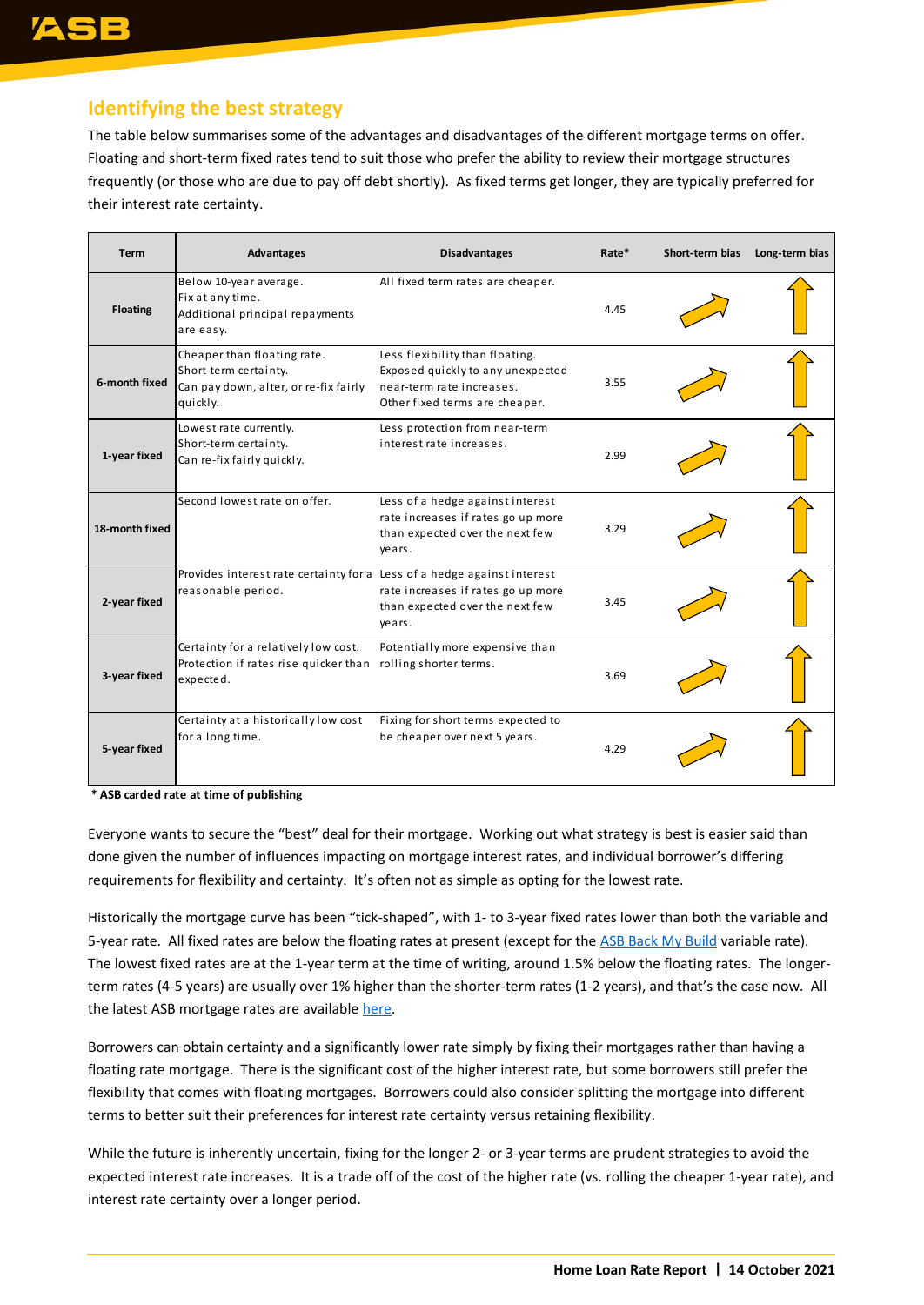## Identifying the best strategy

The table below summarises some of the advantages and disadvantages of the different mortgage terms on offer. Floating and short-term fixed rates tend to suit those who prefer the ability to review their mortgage structures frequently (or those who are due to pay off debt shortly). As fixed terms get longer, they are typically preferred for their interest rate certainty.

| Term | Advantages | Disadvantages | Rate* | Short-term bias | Long-term bias |
|---|---|---|---|---|---|
| **Floating** | Below 10-year average. Fix at any time. Additional principal repayments are easy. | All fixed term rates are cheaper. | 4.45 | ↗ | ↑ |
| **6-month fixed** | Cheaper than floating rate. Short-term certainty. Can pay down, alter, or re-fix fairly quickly. | Less flexibility than floating. Exposed quickly to any unexpected near-term rate increases. Other fixed terms are cheaper. | 3.55 | ↗ | ↑ |
| **1-year fixed** | Lowest rate currently. Short-term certainty. Can re-fix fairly quickly. | Less protection from near-term interest rate increases. | 2.99 | ↗ | ↑ |
| **18-month fixed** | Second lowest rate on offer. | Less of a hedge against interest rate increases if rates go up more than expected over the next few years. | 3.29 | ↗ | ↑ |
| **2-year fixed** | Provides interest rate certainty for a reasonable period. | Less of a hedge against interest rate increases if rates go up more than expected over the next few years. | 3.45 | ↗ | ↑ |
| **3-year fixed** | Certainty for a relatively low cost. Protection if rates rise quicker than expected. | Potentially more expensive than rolling shorter terms. | 3.69 | ↗ | ↑ |
| **5-year fixed** | Certainty at a historically low cost for a long time. | Fixing for short terms expected to be cheaper over next 5 years. | 4.29 | ↗ | ↑ |

**\* ASB carded rate at time of publishing**

Everyone wants to secure the "best" deal for their mortgage. Working out what strategy is best is easier said than done given the number of influences impacting on mortgage interest rates, and individual borrower's differing requirements for flexibility and certainty. It's often not as simple as opting for the lowest rate.

Historically the mortgage curve has been "tick-shaped", with 1- to 3-year fixed rates lower than both the variable and 5-year rate. All fixed rates are below the floating rates at present (except for the ASB Back My Build variable rate). The lowest fixed rates are at the 1-year term at the time of writing, around 1.5% below the floating rates. The longer-term rates (4-5 years) are usually over 1% higher than the shorter-term rates (1-2 years), and that's the case now. All the latest ASB mortgage rates are available here.

Borrowers can obtain certainty and a significantly lower rate simply by fixing their mortgages rather than having a floating rate mortgage. There is the significant cost of the higher interest rate, but some borrowers still prefer the flexibility that comes with floating mortgages. Borrowers could also consider splitting the mortgage into different terms to better suit their preferences for interest rate certainty versus retaining flexibility.

While the future is inherently uncertain, fixing for the longer 2- or 3-year terms are prudent strategies to avoid the expected interest rate increases. It is a trade off of the cost of the higher rate (vs. rolling the cheaper 1-year rate), and interest rate certainty over a longer period.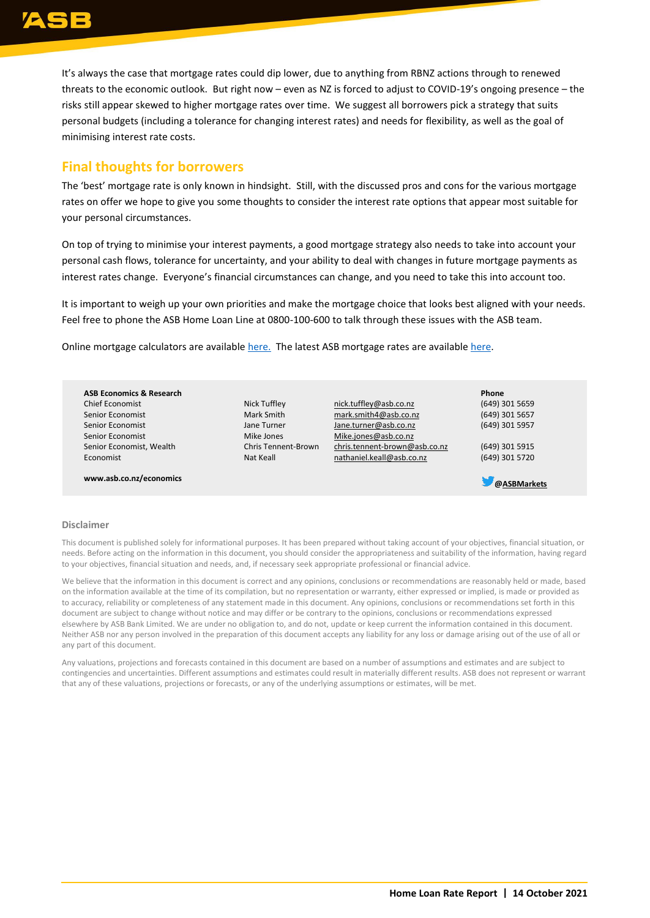It's always the case that mortgage rates could dip lower, due to anything from RBNZ actions through to renewed threats to the economic outlook. But right now – even as NZ is forced to adjust to COVID-19's ongoing presence – the risks still appear skewed to higher mortgage rates over time. We suggest all borrowers pick a strategy that suits personal budgets (including a tolerance for changing interest rates) and needs for flexibility, as well as the goal of minimising interest rate costs.

## Final thoughts for borrowers

The 'best' mortgage rate is only known in hindsight. Still, with the discussed pros and cons for the various mortgage rates on offer we hope to give you some thoughts to consider the interest rate options that appear most suitable for your personal circumstances.

On top of trying to minimise your interest payments, a good mortgage strategy also needs to take into account your personal cash flows, tolerance for uncertainty, and your ability to deal with changes in future mortgage payments as interest rates change. Everyone's financial circumstances can change, and you need to take this into account too.

It is important to weigh up your own priorities and make the mortgage choice that looks best aligned with your needs. Feel free to phone the ASB Home Loan Line at 0800-100-600 to talk through these issues with the ASB team.

Online mortgage calculators are available here. The latest ASB mortgage rates are available here.

| **ASB Economics & Research** | | | **Phone** |
|---|---|---|---|
| Chief Economist | Nick Tuffley | nick.tuffley@asb.co.nz | (649) 301 5659 |
| Senior Economist | Mark Smith | mark.smith4@asb.co.nz | (649) 301 5657 |
| Senior Economist | Jane Turner | Jane.turner@asb.co.nz | (649) 301 5957 |
| Senior Economist | Mike Jones | Mike.jones@asb.co.nz | |
| Senior Economist, Wealth | Chris Tennent-Brown | chris.tennent-brown@asb.co.nz | (649) 301 5915 |
| Economist | Nat Keall | nathaniel.keall@asb.co.nz | (649) 301 5720 |
| **www.asb.co.nz/economics** | | | **@ASBMarkets** |

### Disclaimer

This document is published solely for informational purposes. It has been prepared without taking account of your objectives, financial situation, or needs. Before acting on the information in this document, you should consider the appropriateness and suitability of the information, having regard to your objectives, financial situation and needs, and, if necessary seek appropriate professional or financial advice.

We believe that the information in this document is correct and any opinions, conclusions or recommendations are reasonably held or made, based on the information available at the time of its compilation, but no representation or warranty, either expressed or implied, is made or provided as to accuracy, reliability or completeness of any statement made in this document. Any opinions, conclusions or recommendations set forth in this document are subject to change without notice and may differ or be contrary to the opinions, conclusions or recommendations expressed elsewhere by ASB Bank Limited. We are under no obligation to, and do not, update or keep current the information contained in this document. Neither ASB nor any person involved in the preparation of this document accepts any liability for any loss or damage arising out of the use of all or any part of this document.

Any valuations, projections and forecasts contained in this document are based on a number of assumptions and estimates and are subject to contingencies and uncertainties. Different assumptions and estimates could result in materially different results. ASB does not represent or warrant that any of these valuations, projections or forecasts, or any of the underlying assumptions or estimates, will be met.